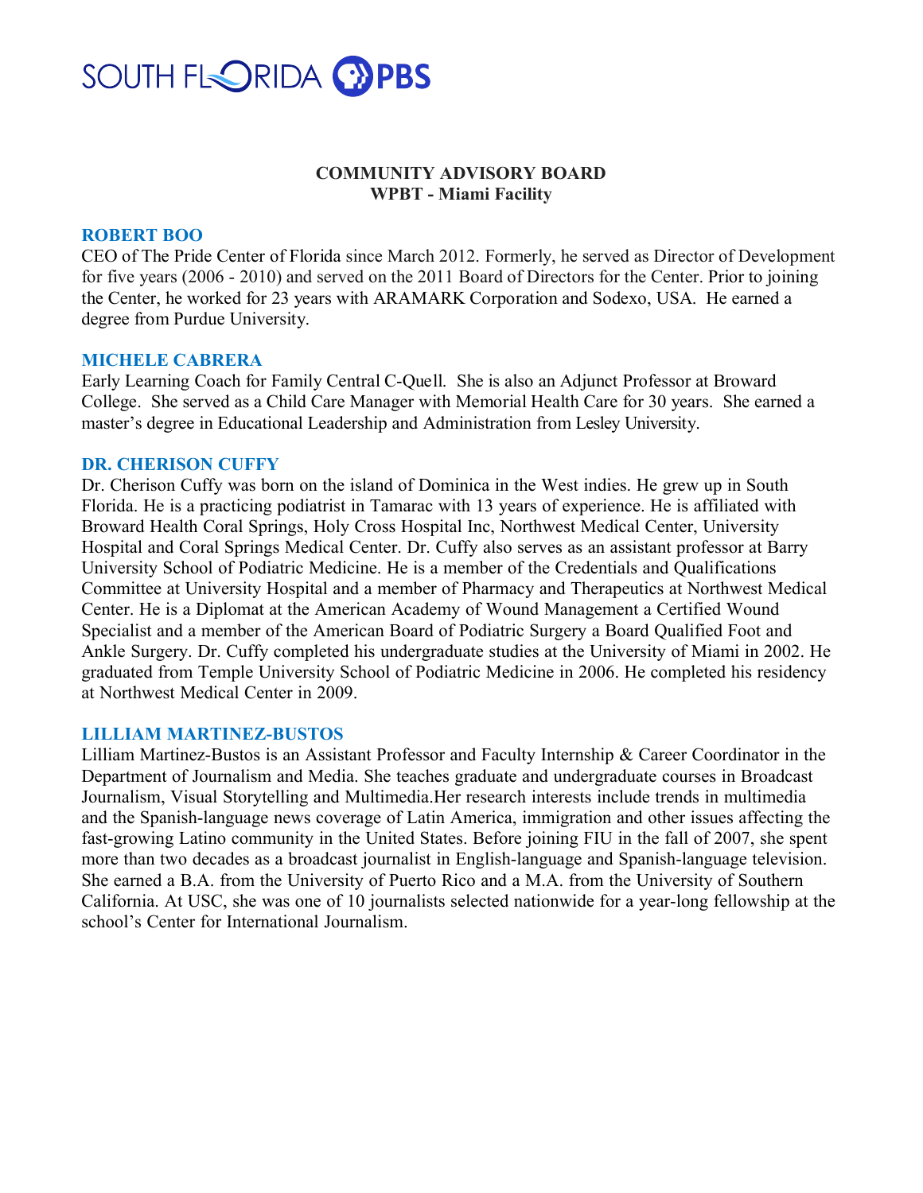SOUTH FLORIDA PBS

# COMMUNITY ADVISORY BOARD
## WPBT - Miami Facility

### ROBERT BOO

CEO of The Pride Center of Florida since March 2012. Formerly, he served as Director of Development for five years (2006 - 2010) and served on the 2011 Board of Directors for the Center. Prior to joining the Center, he worked for 23 years with ARAMARK Corporation and Sodexo, USA. He earned a degree from Purdue University.

### MICHELE CABRERA

Early Learning Coach for Family Central C-Quell. She is also an Adjunct Professor at Broward College. She served as a Child Care Manager with Memorial Health Care for 30 years. She earned a master's degree in Educational Leadership and Administration from Lesley University.

### DR. CHERISON CUFFY

Dr. Cherison Cuffy was born on the island of Dominica in the West indies. He grew up in South Florida. He is a practicing podiatrist in Tamarac with 13 years of experience. He is affiliated with Broward Health Coral Springs, Holy Cross Hospital Inc, Northwest Medical Center, University Hospital and Coral Springs Medical Center. Dr. Cuffy also serves as an assistant professor at Barry University School of Podiatric Medicine. He is a member of the Credentials and Qualifications Committee at University Hospital and a member of Pharmacy and Therapeutics at Northwest Medical Center. He is a Diplomat at the American Academy of Wound Management a Certified Wound Specialist and a member of the American Board of Podiatric Surgery a Board Qualified Foot and Ankle Surgery. Dr. Cuffy completed his undergraduate studies at the University of Miami in 2002. He graduated from Temple University School of Podiatric Medicine in 2006. He completed his residency at Northwest Medical Center in 2009.

### LILLIAM MARTINEZ-BUSTOS

Lilliam Martinez-Bustos is an Assistant Professor and Faculty Internship & Career Coordinator in the Department of Journalism and Media. She teaches graduate and undergraduate courses in Broadcast Journalism, Visual Storytelling and Multimedia.Her research interests include trends in multimedia and the Spanish-language news coverage of Latin America, immigration and other issues affecting the fast-growing Latino community in the United States. Before joining FIU in the fall of 2007, she spent more than two decades as a broadcast journalist in English-language and Spanish-language television. She earned a B.A. from the University of Puerto Rico and a M.A. from the University of Southern California. At USC, she was one of 10 journalists selected nationwide for a year-long fellowship at the school's Center for International Journalism.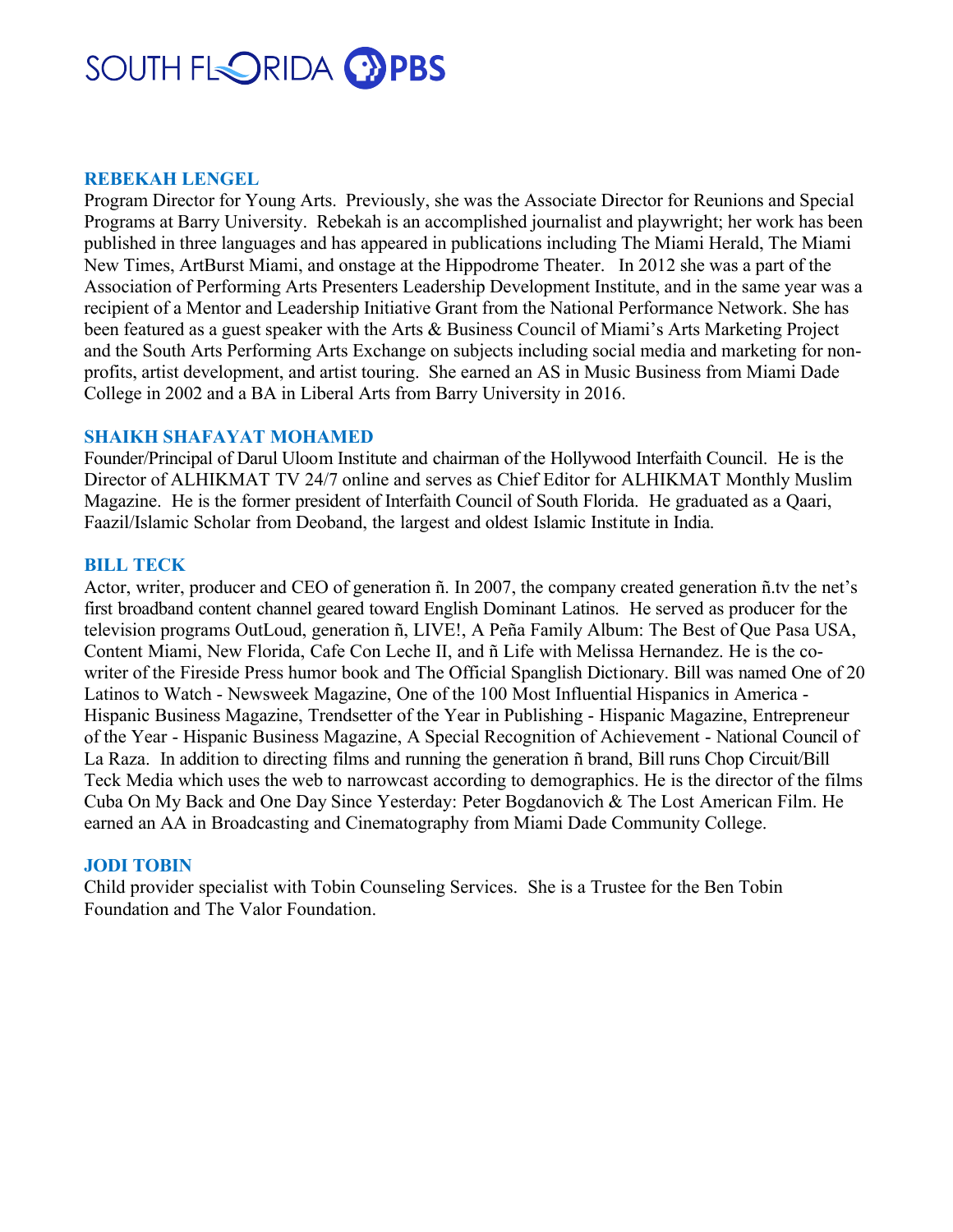### REBEKAH LENGEL

Program Director for Young Arts. Previously, she was the Associate Director for Reunions and Special Programs at Barry University. Rebekah is an accomplished journalist and playwright; her work has been published in three languages and has appeared in publications including The Miami Herald, The Miami New Times, ArtBurst Miami, and onstage at the Hippodrome Theater. In 2012 she was a part of the Association of Performing Arts Presenters Leadership Development Institute, and in the same year was a recipient of a Mentor and Leadership Initiative Grant from the National Performance Network. She has been featured as a guest speaker with the Arts & Business Council of Miami's Arts Marketing Project and the South Arts Performing Arts Exchange on subjects including social media and marketing for non-profits, artist development, and artist touring. She earned an AS in Music Business from Miami Dade College in 2002 and a BA in Liberal Arts from Barry University in 2016.

### SHAIKH SHAFAYAT MOHAMED

Founder/Principal of Darul Uloom Institute and chairman of the Hollywood Interfaith Council. He is the Director of ALHIKMAT TV 24/7 online and serves as Chief Editor for ALHIKMAT Monthly Muslim Magazine. He is the former president of Interfaith Council of South Florida. He graduated as a Qaari, Faazil/Islamic Scholar from Deoband, the largest and oldest Islamic Institute in India.

### BILL TECK

Actor, writer, producer and CEO of generation ñ. In 2007, the company created generation ñ.tv the net's first broadband content channel geared toward English Dominant Latinos. He served as producer for the television programs OutLoud, generation ñ, LIVE!, A Peña Family Album: The Best of Que Pasa USA, Content Miami, New Florida, Cafe Con Leche II, and ñ Life with Melissa Hernandez. He is the co-writer of the Fireside Press humor book and The Official Spanglish Dictionary. Bill was named One of 20 Latinos to Watch - Newsweek Magazine, One of the 100 Most Influential Hispanics in America - Hispanic Business Magazine, Trendsetter of the Year in Publishing - Hispanic Magazine, Entrepreneur of the Year - Hispanic Business Magazine, A Special Recognition of Achievement - National Council of La Raza. In addition to directing films and running the generation ñ brand, Bill runs Chop Circuit/Bill Teck Media which uses the web to narrowcast according to demographics. He is the director of the films Cuba On My Back and One Day Since Yesterday: Peter Bogdanovich & The Lost American Film. He earned an AA in Broadcasting and Cinematography from Miami Dade Community College.

### JODI TOBIN

Child provider specialist with Tobin Counseling Services. She is a Trustee for the Ben Tobin Foundation and The Valor Foundation.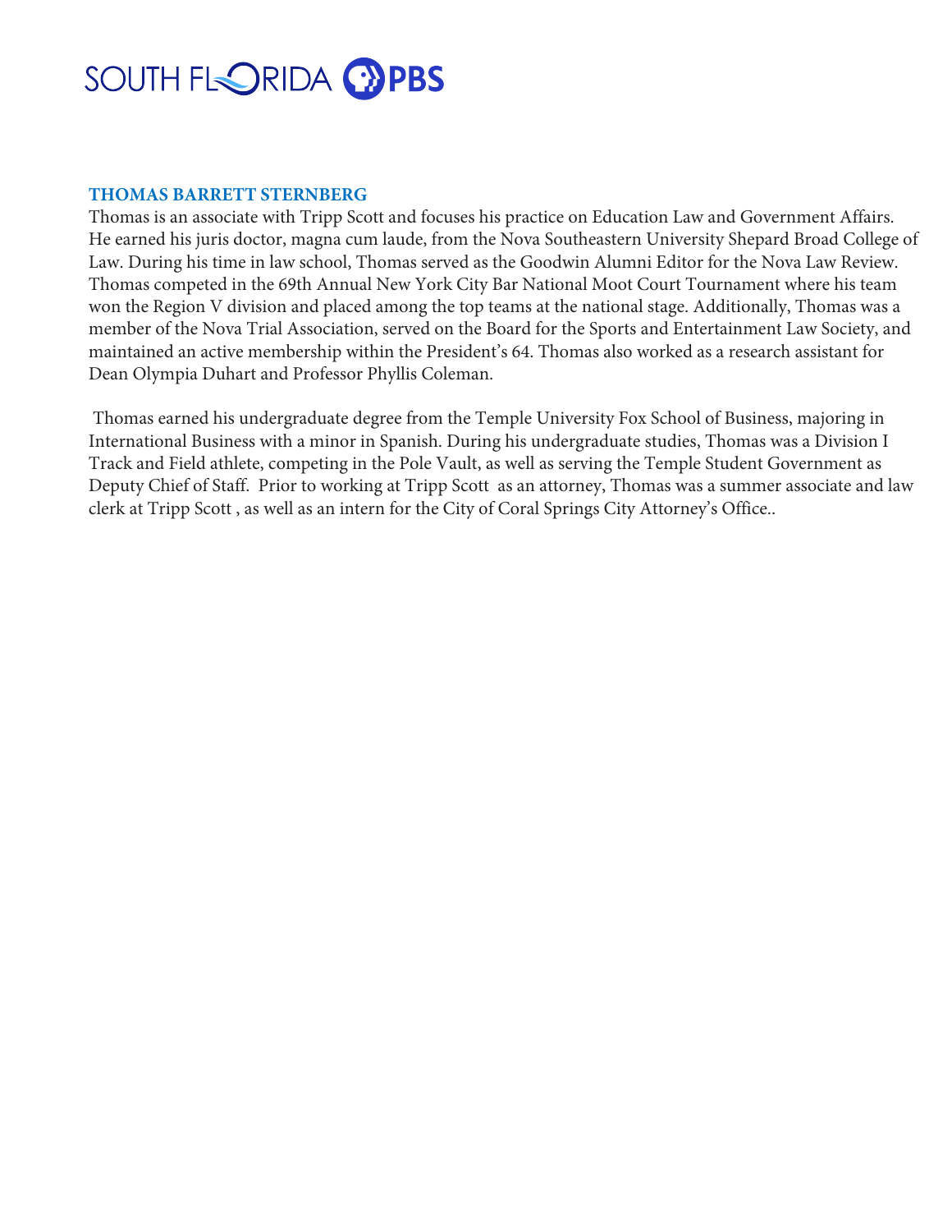## THOMAS BARRETT STERNBERG

Thomas is an associate with Tripp Scott and focuses his practice on Education Law and Government Affairs. He earned his juris doctor, magna cum laude, from the Nova Southeastern University Shepard Broad College of Law. During his time in law school, Thomas served as the Goodwin Alumni Editor for the Nova Law Review. Thomas competed in the 69th Annual New York City Bar National Moot Court Tournament where his team won the Region V division and placed among the top teams at the national stage. Additionally, Thomas was a member of the Nova Trial Association, served on the Board for the Sports and Entertainment Law Society, and maintained an active membership within the President's 64. Thomas also worked as a research assistant for Dean Olympia Duhart and Professor Phyllis Coleman.

Thomas earned his undergraduate degree from the Temple University Fox School of Business, majoring in International Business with a minor in Spanish. During his undergraduate studies, Thomas was a Division I Track and Field athlete, competing in the Pole Vault, as well as serving the Temple Student Government as Deputy Chief of Staff. Prior to working at Tripp Scott as an attorney, Thomas was a summer associate and law clerk at Tripp Scott , as well as an intern for the City of Coral Springs City Attorney's Office..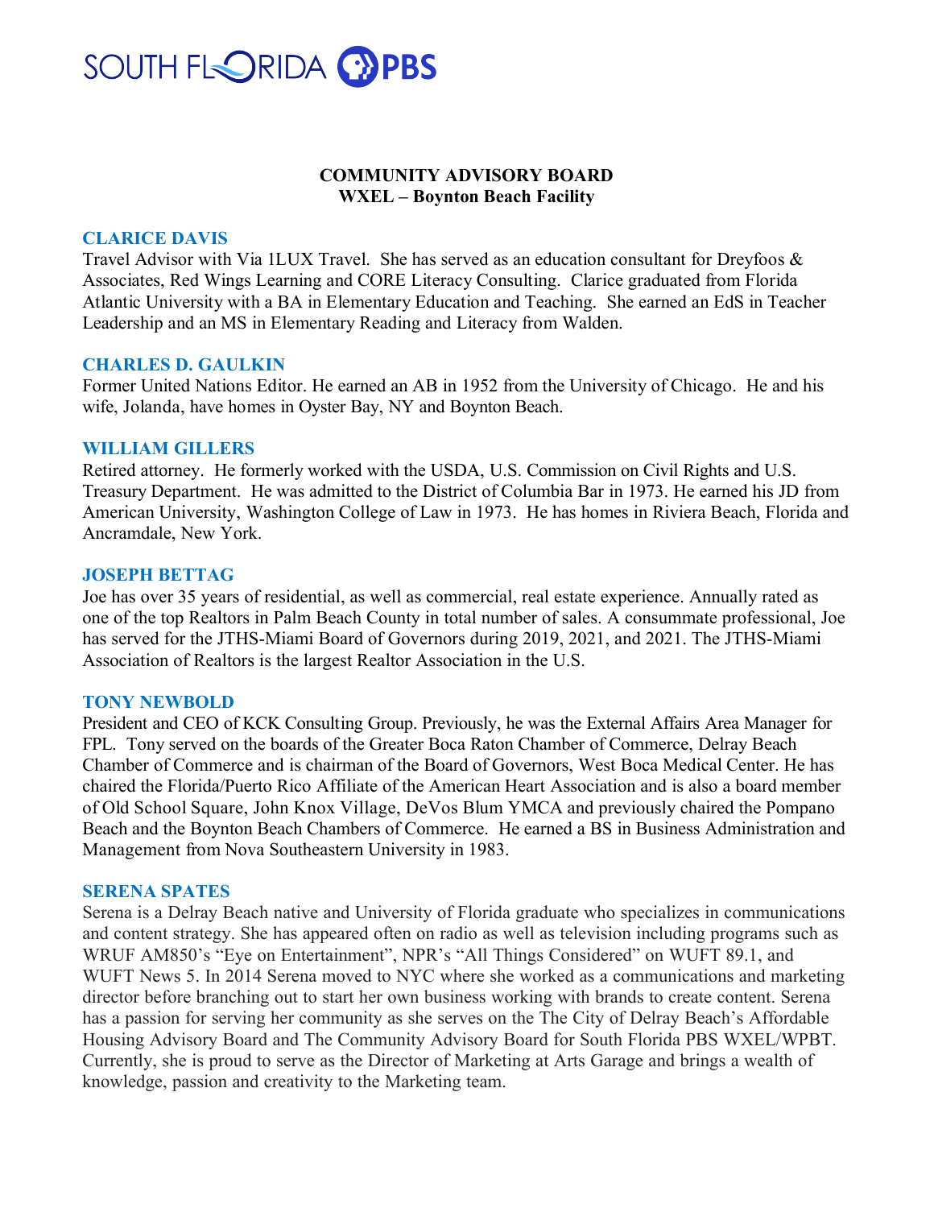SOUTH FLORIDA PBS

**COMMUNITY ADVISORY BOARD**
**WXEL – Boynton Beach Facility**

### CLARICE DAVIS

Travel Advisor with Via 1LUX Travel. She has served as an education consultant for Dreyfoos & Associates, Red Wings Learning and CORE Literacy Consulting. Clarice graduated from Florida Atlantic University with a BA in Elementary Education and Teaching. She earned an EdS in Teacher Leadership and an MS in Elementary Reading and Literacy from Walden.

### CHARLES D. GAULKIN

Former United Nations Editor. He earned an AB in 1952 from the University of Chicago. He and his wife, Jolanda, have homes in Oyster Bay, NY and Boynton Beach.

### WILLIAM GILLERS

Retired attorney. He formerly worked with the USDA, U.S. Commission on Civil Rights and U.S. Treasury Department. He was admitted to the District of Columbia Bar in 1973. He earned his JD from American University, Washington College of Law in 1973. He has homes in Riviera Beach, Florida and Ancramdale, New York.

### JOSEPH BETTAG

Joe has over 35 years of residential, as well as commercial, real estate experience. Annually rated as one of the top Realtors in Palm Beach County in total number of sales. A consummate professional, Joe has served for the JTHS-Miami Board of Governors during 2019, 2021, and 2021. The JTHS-Miami Association of Realtors is the largest Realtor Association in the U.S.

### TONY NEWBOLD

President and CEO of KCK Consulting Group. Previously, he was the External Affairs Area Manager for FPL. Tony served on the boards of the Greater Boca Raton Chamber of Commerce, Delray Beach Chamber of Commerce and is chairman of the Board of Governors, West Boca Medical Center. He has chaired the Florida/Puerto Rico Affiliate of the American Heart Association and is also a board member of Old School Square, John Knox Village, DeVos Blum YMCA and previously chaired the Pompano Beach and the Boynton Beach Chambers of Commerce. He earned a BS in Business Administration and Management from Nova Southeastern University in 1983.

### SERENA SPATES

Serena is a Delray Beach native and University of Florida graduate who specializes in communications and content strategy. She has appeared often on radio as well as television including programs such as WRUF AM850's "Eye on Entertainment", NPR's "All Things Considered" on WUFT 89.1, and WUFT News 5. In 2014 Serena moved to NYC where she worked as a communications and marketing director before branching out to start her own business working with brands to create content. Serena has a passion for serving her community as she serves on the The City of Delray Beach's Affordable Housing Advisory Board and The Community Advisory Board for South Florida PBS WXEL/WPBT. Currently, she is proud to serve as the Director of Marketing at Arts Garage and brings a wealth of knowledge, passion and creativity to the Marketing team.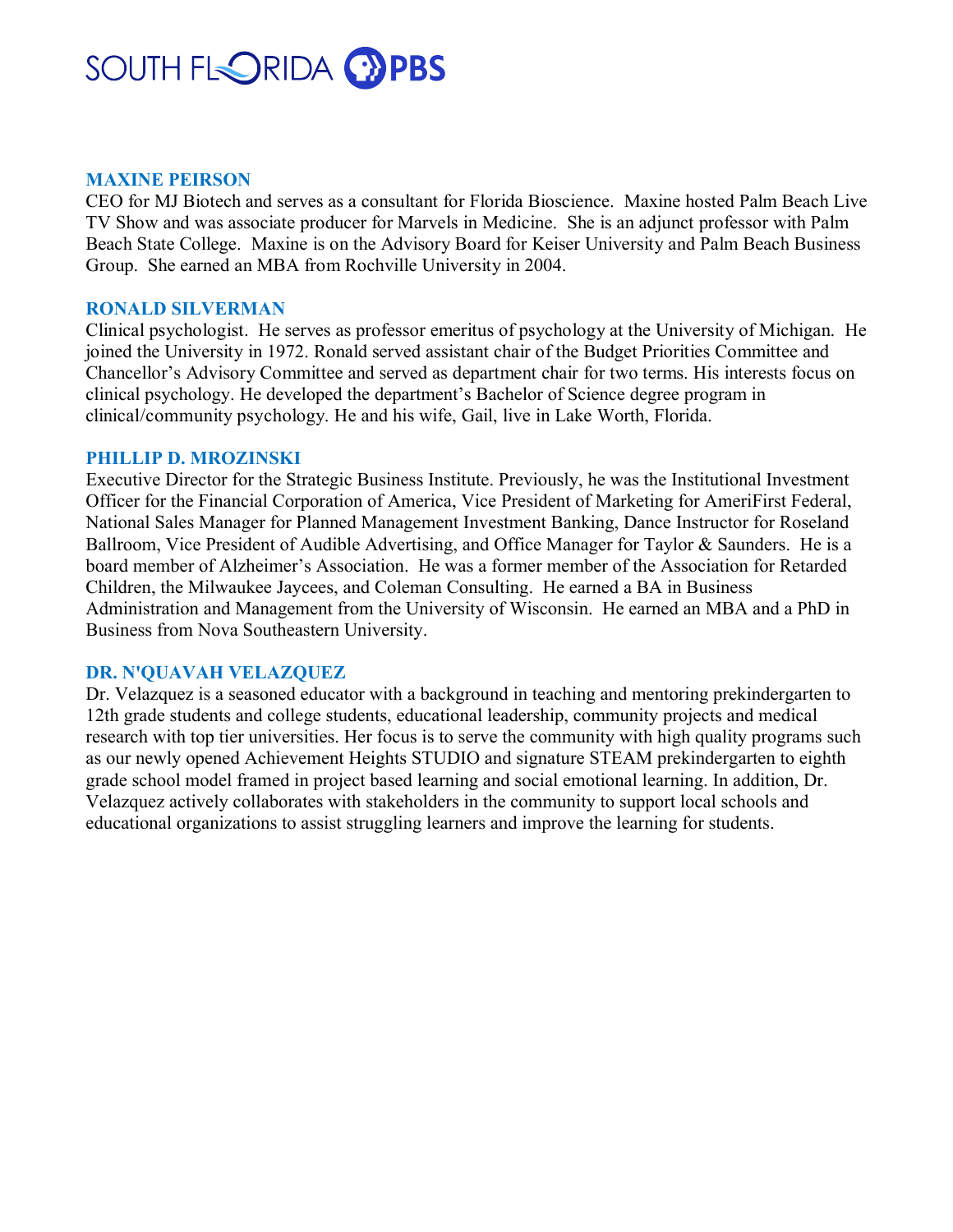## MAXINE PEIRSON

CEO for MJ Biotech and serves as a consultant for Florida Bioscience. Maxine hosted Palm Beach Live TV Show and was associate producer for Marvels in Medicine. She is an adjunct professor with Palm Beach State College. Maxine is on the Advisory Board for Keiser University and Palm Beach Business Group. She earned an MBA from Rochville University in 2004.

## RONALD SILVERMAN

Clinical psychologist. He serves as professor emeritus of psychology at the University of Michigan. He joined the University in 1972. Ronald served assistant chair of the Budget Priorities Committee and Chancellor's Advisory Committee and served as department chair for two terms. His interests focus on clinical psychology. He developed the department's Bachelor of Science degree program in clinical/community psychology. He and his wife, Gail, live in Lake Worth, Florida.

## PHILLIP D. MROZINSKI

Executive Director for the Strategic Business Institute. Previously, he was the Institutional Investment Officer for the Financial Corporation of America, Vice President of Marketing for AmeriFirst Federal, National Sales Manager for Planned Management Investment Banking, Dance Instructor for Roseland Ballroom, Vice President of Audible Advertising, and Office Manager for Taylor & Saunders. He is a board member of Alzheimer's Association. He was a former member of the Association for Retarded Children, the Milwaukee Jaycees, and Coleman Consulting. He earned a BA in Business Administration and Management from the University of Wisconsin. He earned an MBA and a PhD in Business from Nova Southeastern University.

## DR. N'QUAVAH VELAZQUEZ

Dr. Velazquez is a seasoned educator with a background in teaching and mentoring prekindergarten to 12th grade students and college students, educational leadership, community projects and medical research with top tier universities. Her focus is to serve the community with high quality programs such as our newly opened Achievement Heights STUDIO and signature STEAM prekindergarten to eighth grade school model framed in project based learning and social emotional learning. In addition, Dr. Velazquez actively collaborates with stakeholders in the community to support local schools and educational organizations to assist struggling learners and improve the learning for students.